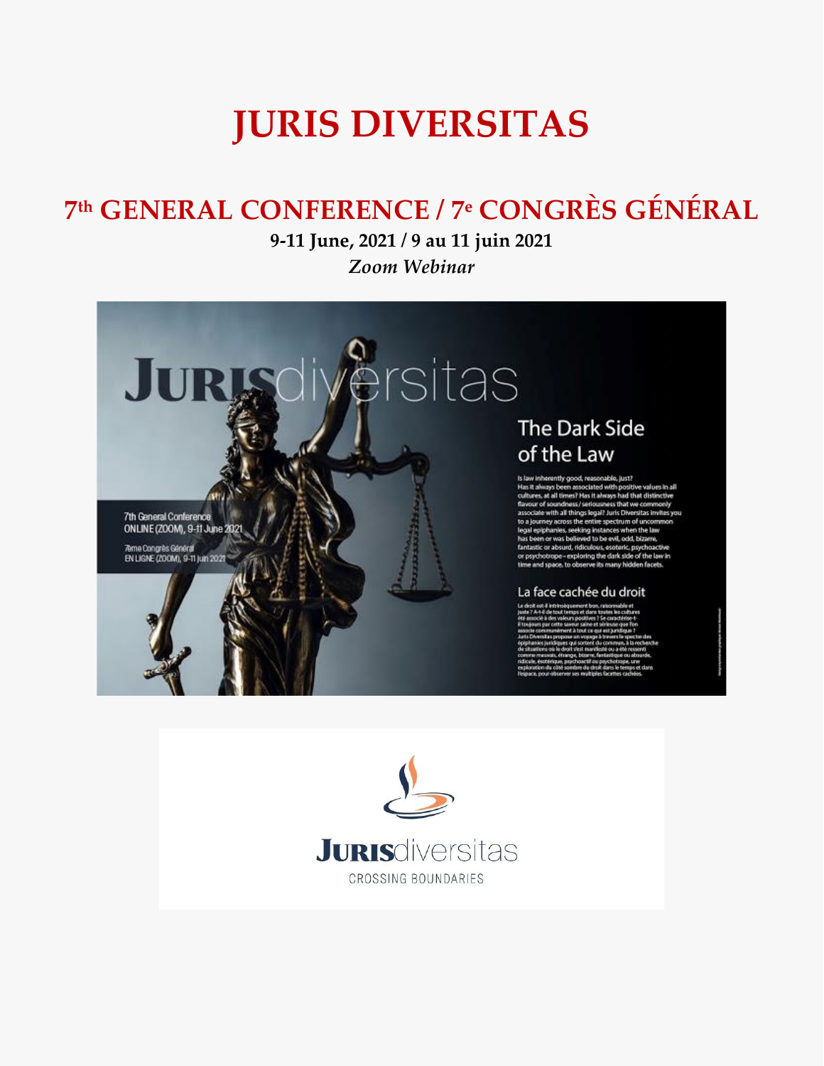# JURIS DIVERSITAS

## 7th GENERAL CONFERENCE / 7e CONGRÈS GÉNÉRAL

**9-11 June, 2021 / 9 au 11 juin 2021**

***Zoom Webinar***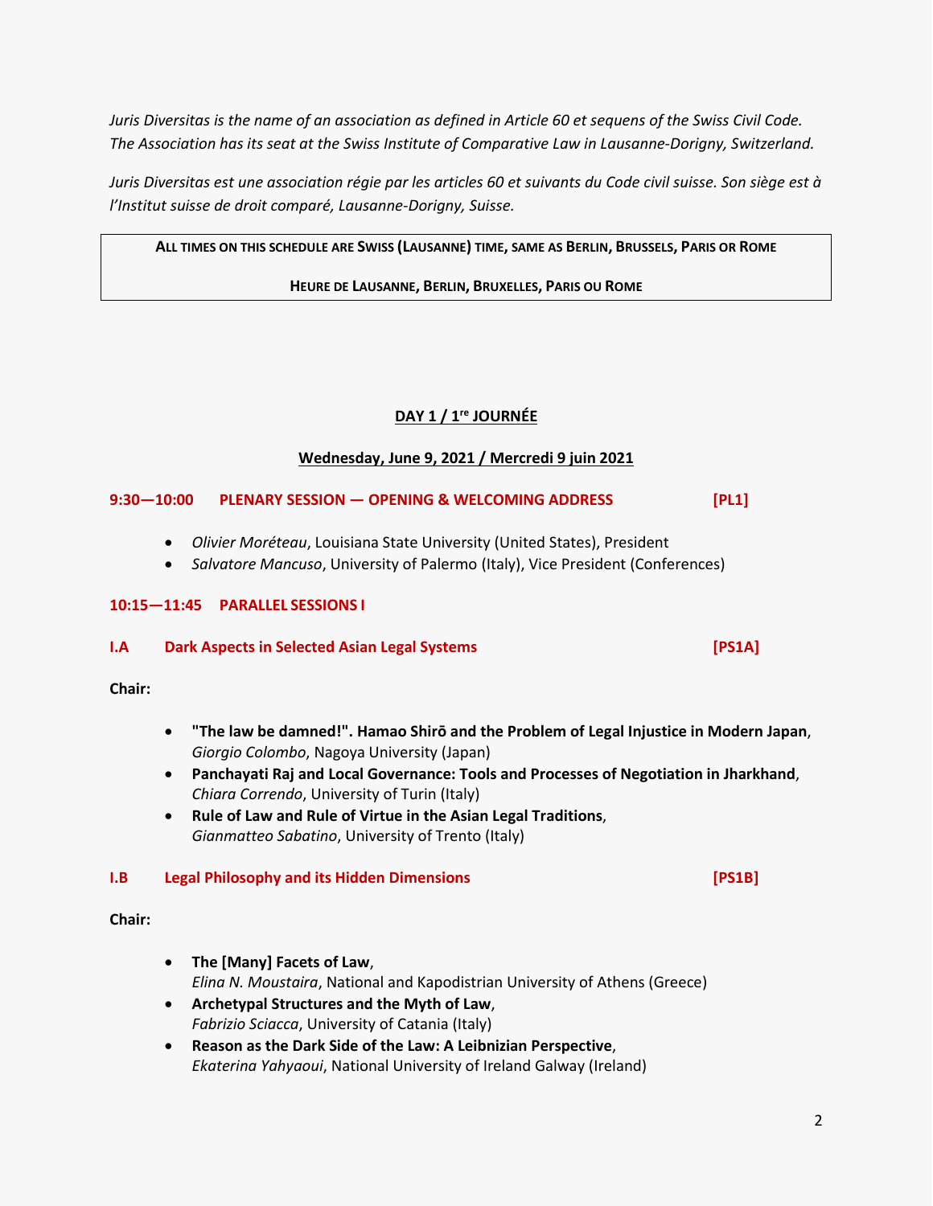*Juris Diversitas is the name of an association as defined in Article 60 et sequens of the Swiss Civil Code. The Association has its seat at the Swiss Institute of Comparative Law in Lausanne-Dorigny, Switzerland.*

*Juris Diversitas est une association régie par les articles 60 et suivants du Code civil suisse. Son siège est à l'Institut suisse de droit comparé, Lausanne-Dorigny, Suisse.*

**ALL TIMES ON THIS SCHEDULE ARE SWISS (LAUSANNE) TIME, SAME AS BERLIN, BRUSSELS, PARIS OR ROME**

**HEURE DE LAUSANNE, BERLIN, BRUXELLES, PARIS OU ROME**

## DAY 1 / 1re JOURNÉE

### Wednesday, June 9, 2021 / Mercredi 9 juin 2021

### 9:30—10:00 PLENARY SESSION — OPENING & WELCOMING ADDRESS [PL1]

- *Olivier Moréteau*, Louisiana State University (United States), President
- *Salvatore Mancuso*, University of Palermo (Italy), Vice President (Conferences)

### 10:15—11:45 PARALLEL SESSIONS I

### I.A Dark Aspects in Selected Asian Legal Systems [PS1A]

**Chair:**

- **"The law be damned!". Hamao Shirō and the Problem of Legal Injustice in Modern Japan**, *Giorgio Colombo*, Nagoya University (Japan)
- **Panchayati Raj and Local Governance: Tools and Processes of Negotiation in Jharkhand**, *Chiara Correndo*, University of Turin (Italy)
- **Rule of Law and Rule of Virtue in the Asian Legal Traditions**, *Gianmatteo Sabatino*, University of Trento (Italy)

### I.B Legal Philosophy and its Hidden Dimensions [PS1B]

**Chair:**

- **The [Many] Facets of Law**, *Elina N. Moustaira*, National and Kapodistrian University of Athens (Greece)
- **Archetypal Structures and the Myth of Law**, *Fabrizio Sciacca*, University of Catania (Italy)
- **Reason as the Dark Side of the Law: A Leibnizian Perspective**, *Ekaterina Yahyaoui*, National University of Ireland Galway (Ireland)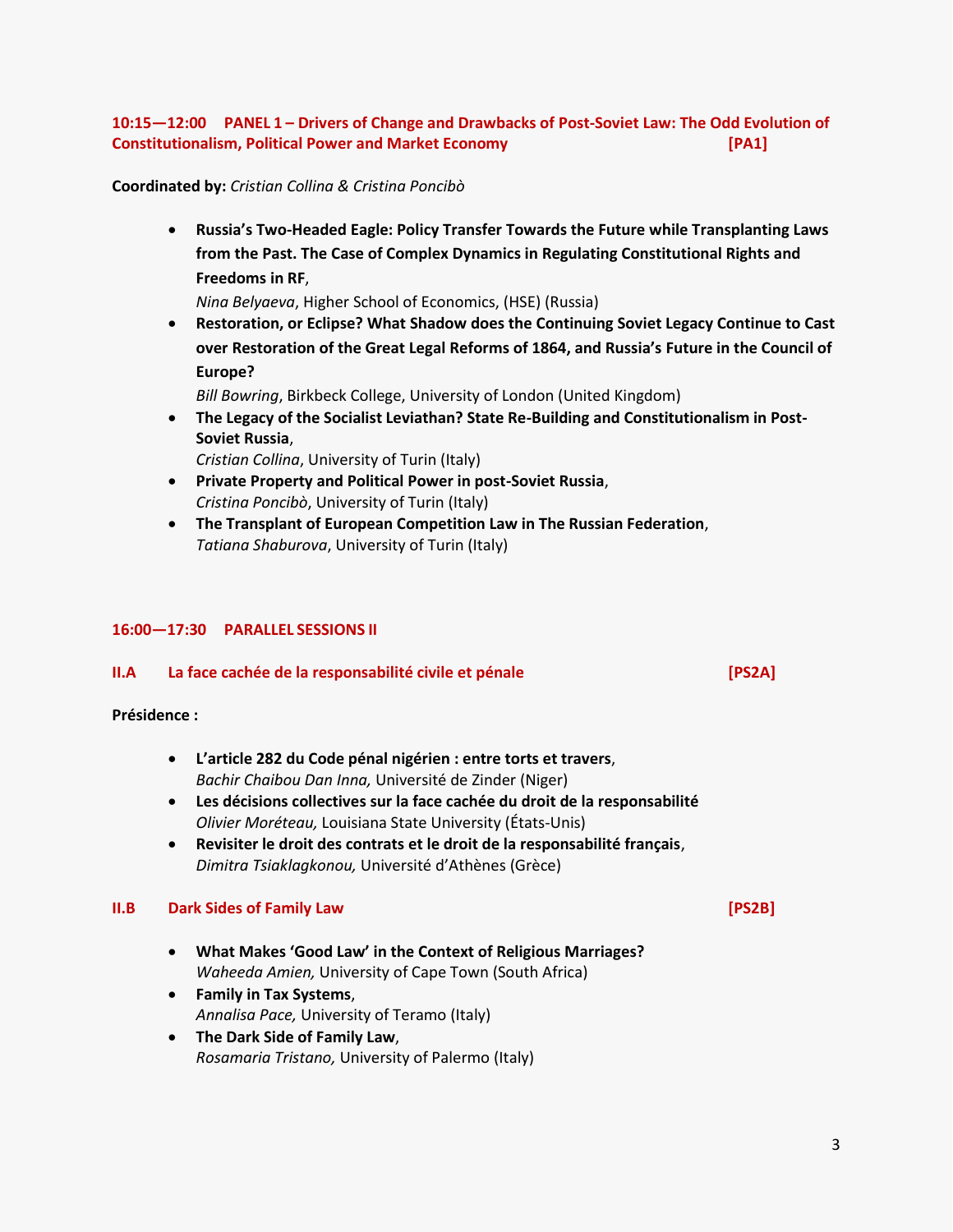### 10:15—12:00 PANEL 1 – Drivers of Change and Drawbacks of Post-Soviet Law: The Odd Evolution of Constitutionalism, Political Power and Market Economy [PA1]

**Coordinated by:** *Cristian Collina & Cristina Poncibò*

- **Russia's Two-Headed Eagle: Policy Transfer Towards the Future while Transplanting Laws from the Past. The Case of Complex Dynamics in Regulating Constitutional Rights and Freedoms in RF**,
  *Nina Belyaeva*, Higher School of Economics, (HSE) (Russia)
- **Restoration, or Eclipse? What Shadow does the Continuing Soviet Legacy Continue to Cast over Restoration of the Great Legal Reforms of 1864, and Russia's Future in the Council of Europe?**
  *Bill Bowring*, Birkbeck College, University of London (United Kingdom)
- **The Legacy of the Socialist Leviathan? State Re-Building and Constitutionalism in Post-Soviet Russia**,
  *Cristian Collina*, University of Turin (Italy)
- **Private Property and Political Power in post-Soviet Russia**,
  *Cristina Poncibò*, University of Turin (Italy)
- **The Transplant of European Competition Law in The Russian Federation**,
  *Tatiana Shaburova*, University of Turin (Italy)

### 16:00—17:30 PARALLEL SESSIONS II

#### II.A La face cachée de la responsabilité civile et pénale [PS2A]

**Présidence :**

- **L'article 282 du Code pénal nigérien : entre torts et travers**,
  *Bachir Chaibou Dan Inna,* Université de Zinder (Niger)
- **Les décisions collectives sur la face cachée du droit de la responsabilité**
  *Olivier Moréteau,* Louisiana State University (États-Unis)
- **Revisiter le droit des contrats et le droit de la responsabilité français**,
  *Dimitra Tsiaklagkonou,* Université d'Athènes (Grèce)

#### II.B Dark Sides of Family Law [PS2B]

- **What Makes 'Good Law' in the Context of Religious Marriages?**
  *Waheeda Amien,* University of Cape Town (South Africa)
- **Family in Tax Systems**,
  *Annalisa Pace,* University of Teramo (Italy)
- **The Dark Side of Family Law**,
  *Rosamaria Tristano,* University of Palermo (Italy)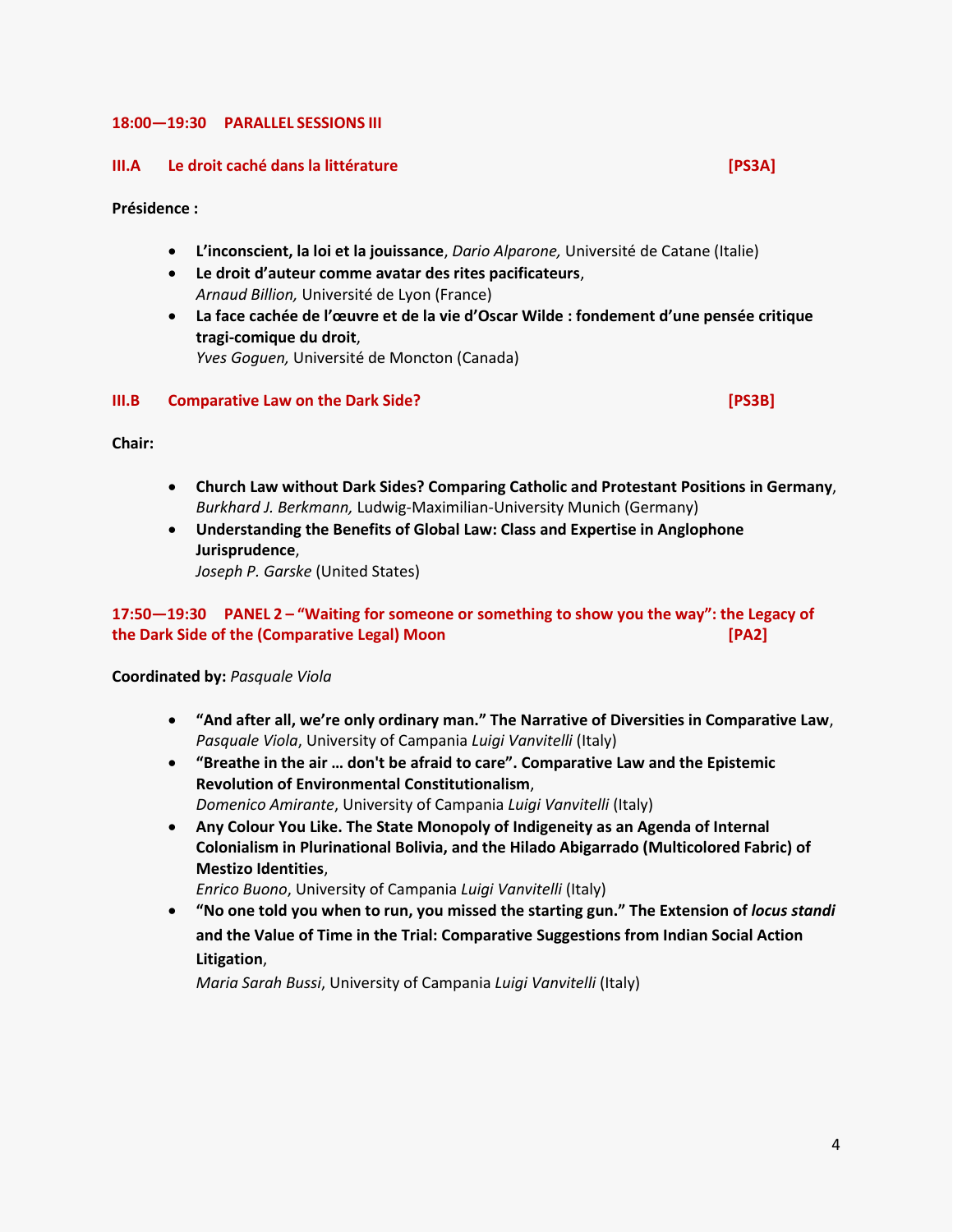## 18:00—19:30 PARALLEL SESSIONS III

### III.A Le droit caché dans la littérature [PS3A]

**Présidence :**

- **L'inconscient, la loi et la jouissance**, *Dario Alparone,* Université de Catane (Italie)
- **Le droit d'auteur comme avatar des rites pacificateurs**,
  *Arnaud Billion,* Université de Lyon (France)
- **La face cachée de l'œuvre et de la vie d'Oscar Wilde : fondement d'une pensée critique tragi-comique du droit**,
  *Yves Goguen,* Université de Moncton (Canada)

### III.B Comparative Law on the Dark Side? [PS3B]

**Chair:**

- **Church Law without Dark Sides? Comparing Catholic and Protestant Positions in Germany**,
  *Burkhard J. Berkmann,* Ludwig-Maximilian-University Munich (Germany)
- **Understanding the Benefits of Global Law: Class and Expertise in Anglophone Jurisprudence**,
  *Joseph P. Garske* (United States)

## 17:50—19:30 PANEL 2 – "Waiting for someone or something to show you the way": the Legacy of the Dark Side of the (Comparative Legal) Moon [PA2]

**Coordinated by:** *Pasquale Viola*

- **"And after all, we're only ordinary man." The Narrative of Diversities in Comparative Law**,
  *Pasquale Viola*, University of Campania *Luigi Vanvitelli* (Italy)
- **"Breathe in the air … don't be afraid to care". Comparative Law and the Epistemic Revolution of Environmental Constitutionalism**,
  *Domenico Amirante*, University of Campania *Luigi Vanvitelli* (Italy)
- **Any Colour You Like. The State Monopoly of Indigeneity as an Agenda of Internal Colonialism in Plurinational Bolivia, and the Hilado Abigarrado (Multicolored Fabric) of Mestizo Identities**,
  *Enrico Buono*, University of Campania *Luigi Vanvitelli* (Italy)
- **"No one told you when to run, you missed the starting gun." The Extension of *locus standi* and the Value of Time in the Trial: Comparative Suggestions from Indian Social Action Litigation**,
  *Maria Sarah Bussi*, University of Campania *Luigi Vanvitelli* (Italy)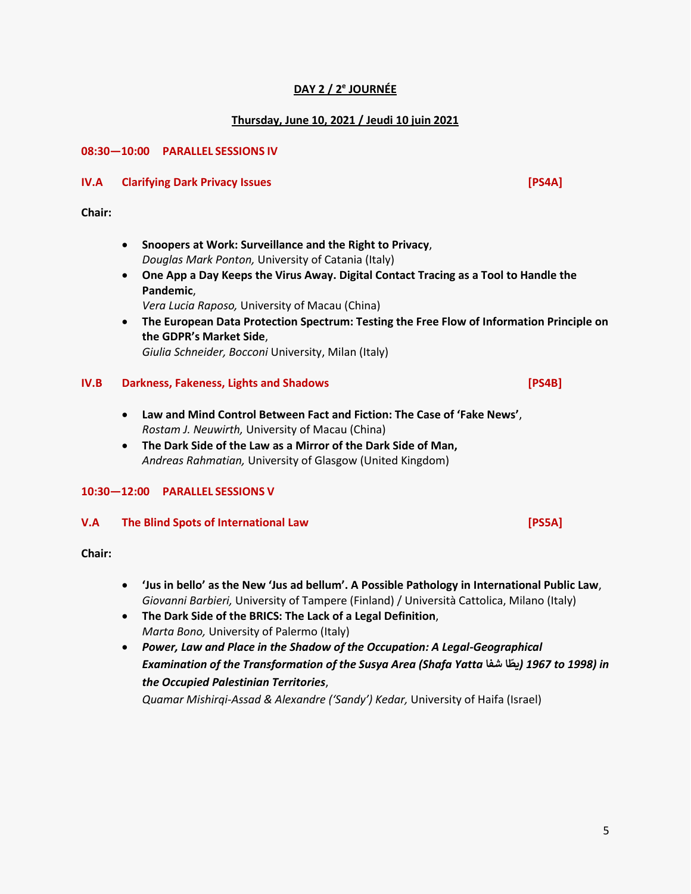## DAY 2 / 2e JOURNÉE

### Thursday, June 10, 2021 / Jeudi 10 juin 2021

**08:30—10:00 PARALLEL SESSIONS IV**

**IV.A Clarifying Dark Privacy Issues [PS4A]**

**Chair:**

- **Snoopers at Work: Surveillance and the Right to Privacy**,
  *Douglas Mark Ponton,* University of Catania (Italy)
- **One App a Day Keeps the Virus Away. Digital Contact Tracing as a Tool to Handle the Pandemic**,
  *Vera Lucia Raposo,* University of Macau (China)
- **The European Data Protection Spectrum: Testing the Free Flow of Information Principle on the GDPR's Market Side**,
  *Giulia Schneider, Bocconi* University, Milan (Italy)

**IV.B Darkness, Fakeness, Lights and Shadows [PS4B]**

- **Law and Mind Control Between Fact and Fiction: The Case of 'Fake News'**,
  *Rostam J. Neuwirth,* University of Macau (China)
- **The Dark Side of the Law as a Mirror of the Dark Side of Man,**
  *Andreas Rahmatian,* University of Glasgow (United Kingdom)

**10:30—12:00 PARALLEL SESSIONS V**

**V.A The Blind Spots of International Law [PS5A]**

**Chair:**

- **'Jus in bello' as the New 'Jus ad bellum'. A Possible Pathology in International Public Law**,
  *Giovanni Barbieri,* University of Tampere (Finland) / Università Cattolica, Milano (Italy)
- **The Dark Side of the BRICS: The Lack of a Legal Definition**,
  *Marta Bono,* University of Palermo (Italy)
- ***Power, Law and Place in the Shadow of the Occupation: A Legal-Geographical Examination of the Transformation of the Susya Area (Shafa Yatta شفا يطّا) 1967 to 1998) in the Occupied Palestinian Territories***,
  *Quamar Mishirqi-Assad & Alexandre ('Sandy') Kedar,* University of Haifa (Israel)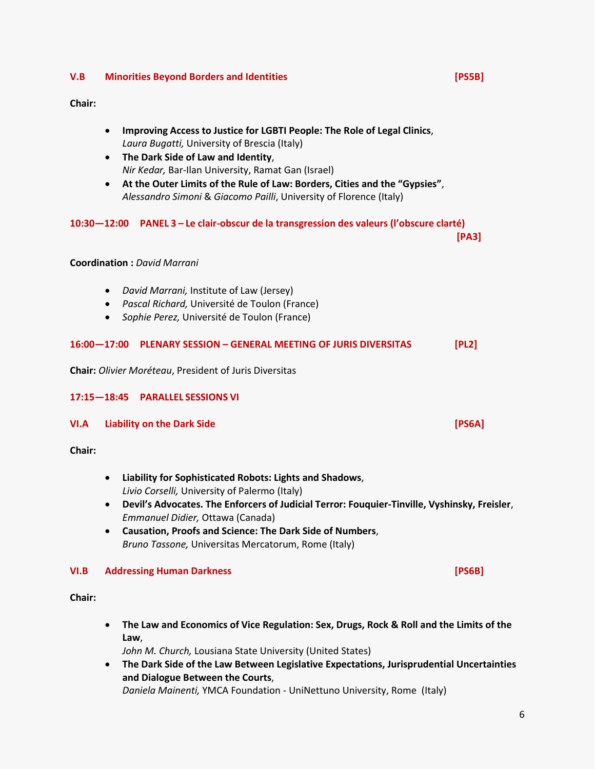### V.B Minorities Beyond Borders and Identities [PS5B]

**Chair:**

- **Improving Access to Justice for LGBTI People: The Role of Legal Clinics**, *Laura Bugatti,* University of Brescia (Italy)
- **The Dark Side of Law and Identity**, *Nir Kedar,* Bar-Ilan University, Ramat Gan (Israel)
- **At the Outer Limits of the Rule of Law: Borders, Cities and the "Gypsies"**, *Alessandro Simoni* & *Giacomo Pailli*, University of Florence (Italy)

### 10:30—12:00 PANEL 3 – Le clair-obscur de la transgression des valeurs (l'obscure clarté) [PA3]

**Coordination :** *David Marrani*

- *David Marrani,* Institute of Law (Jersey)
- *Pascal Richard,* Université de Toulon (France)
- *Sophie Perez,* Université de Toulon (France)

### 16:00—17:00 PLENARY SESSION – GENERAL MEETING OF JURIS DIVERSITAS [PL2]

**Chair:** *Olivier Moréteau*, President of Juris Diversitas

### 17:15—18:45 PARALLEL SESSIONS VI

### VI.A Liability on the Dark Side [PS6A]

**Chair:**

- **Liability for Sophisticated Robots: Lights and Shadows**, *Livio Corselli,* University of Palermo (Italy)
- **Devil's Advocates. The Enforcers of Judicial Terror: Fouquier-Tinville, Vyshinsky, Freisler**, *Emmanuel Didier,* Ottawa (Canada)
- **Causation, Proofs and Science: The Dark Side of Numbers**, *Bruno Tassone,* Universitas Mercatorum, Rome (Italy)

### VI.B Addressing Human Darkness [PS6B]

**Chair:**

- **The Law and Economics of Vice Regulation: Sex, Drugs, Rock & Roll and the Limits of the Law**, *John M. Church,* Lousiana State University (United States)
- **The Dark Side of the Law Between Legislative Expectations, Jurisprudential Uncertainties and Dialogue Between the Courts**, *Daniela Mainenti,* YMCA Foundation - UniNettuno University, Rome (Italy)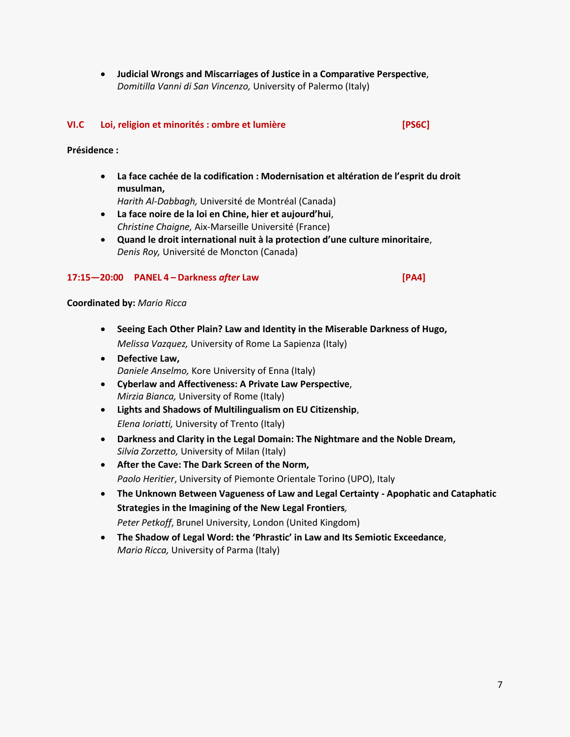- **Judicial Wrongs and Miscarriages of Justice in a Comparative Perspective**, *Domitilla Vanni di San Vincenzo,* University of Palermo (Italy)

### VI.C Loi, religion et minorités : ombre et lumière [PS6C]

**Présidence :**

- **La face cachée de la codification : Modernisation et altération de l'esprit du droit musulman,** *Harith Al-Dabbagh,* Université de Montréal (Canada)
- **La face noire de la loi en Chine, hier et aujourd'hui**, *Christine Chaigne,* Aix-Marseille Université (France)
- **Quand le droit international nuit à la protection d'une culture minoritaire**, *Denis Roy,* Université de Moncton (Canada)

### 17:15—20:00 PANEL 4 – Darkness *after* Law [PA4]

**Coordinated by:** *Mario Ricca*

- **Seeing Each Other Plain? Law and Identity in the Miserable Darkness of Hugo,** *Melissa Vazquez,* University of Rome La Sapienza (Italy)
- **Defective Law,** *Daniele Anselmo,* Kore University of Enna (Italy)
- **Cyberlaw and Affectiveness: A Private Law Perspective**, *Mirzia Bianca,* University of Rome (Italy)
- **Lights and Shadows of Multilingualism on EU Citizenship**, *Elena Ioriatti,* University of Trento (Italy)
- **Darkness and Clarity in the Legal Domain: The Nightmare and the Noble Dream,** *Silvia Zorzetto,* University of Milan (Italy)
- **After the Cave: The Dark Screen of the Norm,** *Paolo Heritier*, University of Piemonte Orientale Torino (UPO), Italy
- **The Unknown Between Vagueness of Law and Legal Certainty - Apophatic and Cataphatic Strategies in the Imagining of the New Legal Frontiers***,* *Peter Petkoff*, Brunel University, London (United Kingdom)
- **The Shadow of Legal Word: the 'Phrastic' in Law and Its Semiotic Exceedance**, *Mario Ricca,* University of Parma (Italy)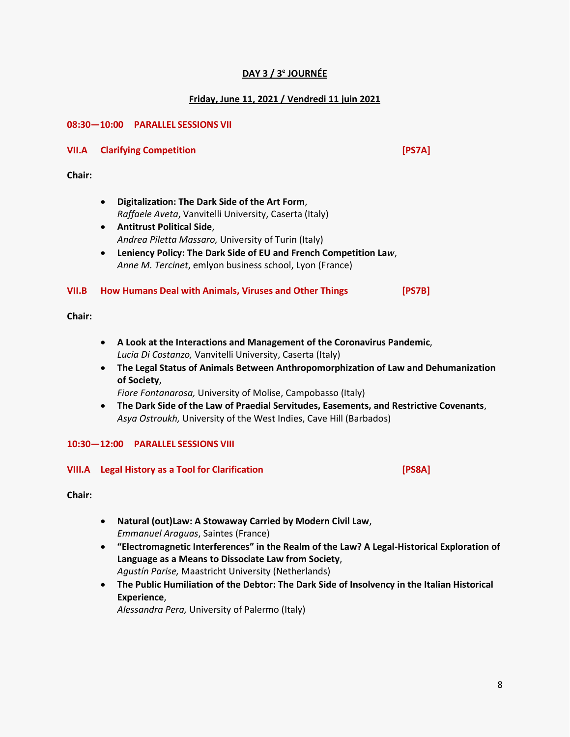**DAY 3 / 3e JOURNÉE**

**Friday, June 11, 2021 / Vendredi 11 juin 2021**

**08:30—10:00 PARALLEL SESSIONS VII**

**VII.A Clarifying Competition [PS7A]**

**Chair:**

- **Digitalization: The Dark Side of the Art Form**,
  *Raffaele Aveta*, Vanvitelli University, Caserta (Italy)
- **Antitrust Political Side**,
  *Andrea Piletta Massaro,* University of Turin (Italy)
- **Leniency Policy: The Dark Side of EU and French Competition Law**,
  *Anne M. Tercinet*, emlyon business school, Lyon (France)

**VII.B How Humans Deal with Animals, Viruses and Other Things [PS7B]**

**Chair:**

- **A Look at the Interactions and Management of the Coronavirus Pandemic**,
  *Lucia Di Costanzo,* Vanvitelli University, Caserta (Italy)
- **The Legal Status of Animals Between Anthropomorphization of Law and Dehumanization of Society**,
  *Fiore Fontanarosa,* University of Molise, Campobasso (Italy)
- **The Dark Side of the Law of Praedial Servitudes, Easements, and Restrictive Covenants**,
  *Asya Ostroukh,* University of the West Indies, Cave Hill (Barbados)

**10:30—12:00 PARALLEL SESSIONS VIII**

**VIII.A Legal History as a Tool for Clarification [PS8A]**

**Chair:**

- **Natural (out)Law: A Stowaway Carried by Modern Civil Law**,
  *Emmanuel Araguas*, Saintes (France)
- **"Electromagnetic Interferences" in the Realm of the Law? A Legal-Historical Exploration of Language as a Means to Dissociate Law from Society**,
  *Agustín Parise,* Maastricht University (Netherlands)
- **The Public Humiliation of the Debtor: The Dark Side of Insolvency in the Italian Historical Experience**,
  *Alessandra Pera,* University of Palermo (Italy)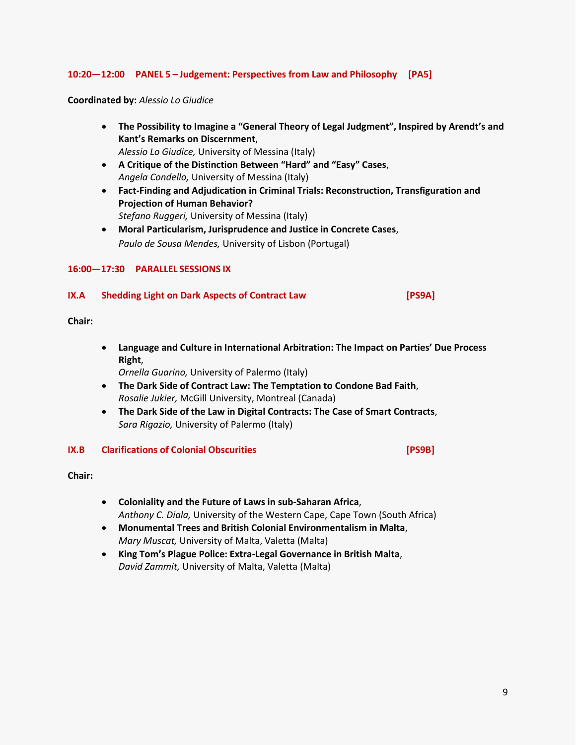### 10:20—12:00 PANEL 5 – Judgement: Perspectives from Law and Philosophy [PA5]

**Coordinated by:** *Alessio Lo Giudice*

- **The Possibility to Imagine a "General Theory of Legal Judgment", Inspired by Arendt's and Kant's Remarks on Discernment**,
  *Alessio Lo Giudice,* University of Messina (Italy)
- **A Critique of the Distinction Between "Hard" and "Easy" Cases**,
  *Angela Condello,* University of Messina (Italy)
- **Fact-Finding and Adjudication in Criminal Trials: Reconstruction, Transfiguration and Projection of Human Behavior?**
  *Stefano Ruggeri,* University of Messina (Italy)
- **Moral Particularism, Jurisprudence and Justice in Concrete Cases**,
  *Paulo de Sousa Mendes,* University of Lisbon (Portugal)

### 16:00—17:30 PARALLEL SESSIONS IX

#### IX.A Shedding Light on Dark Aspects of Contract Law [PS9A]

**Chair:**

- **Language and Culture in International Arbitration: The Impact on Parties' Due Process Right**,
  *Ornella Guarino,* University of Palermo (Italy)
- **The Dark Side of Contract Law: The Temptation to Condone Bad Faith**,
  *Rosalie Jukier,* McGill University, Montreal (Canada)
- **The Dark Side of the Law in Digital Contracts: The Case of Smart Contracts**,
  *Sara Rigazio,* University of Palermo (Italy)

#### IX.B Clarifications of Colonial Obscurities [PS9B]

**Chair:**

- **Coloniality and the Future of Laws in sub-Saharan Africa**,
  *Anthony C. Diala,* University of the Western Cape, Cape Town (South Africa)
- **Monumental Trees and British Colonial Environmentalism in Malta**,
  *Mary Muscat,* University of Malta, Valetta (Malta)
- **King Tom's Plague Police: Extra-Legal Governance in British Malta**,
  *David Zammit,* University of Malta, Valetta (Malta)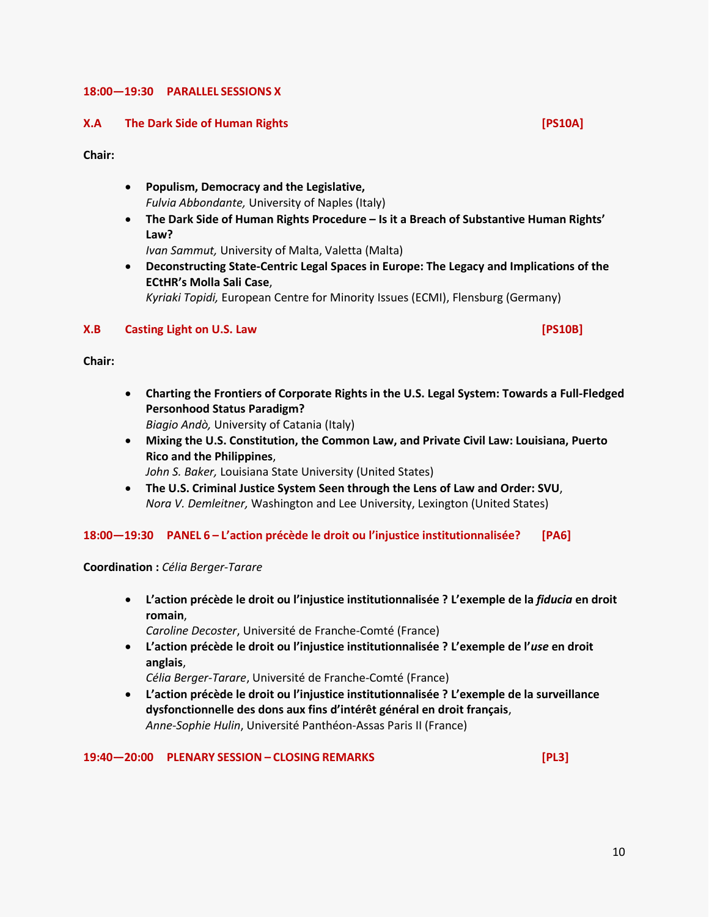**18:00—19:30 PARALLEL SESSIONS X**

**X.A The Dark Side of Human Rights [PS10A]**

**Chair:**

- **Populism, Democracy and the Legislative,**
  *Fulvia Abbondante,* University of Naples (Italy)
- **The Dark Side of Human Rights Procedure – Is it a Breach of Substantive Human Rights' Law?**
  *Ivan Sammut,* University of Malta, Valetta (Malta)
- **Deconstructing State-Centric Legal Spaces in Europe: The Legacy and Implications of the ECtHR's Molla Sali Case**,
  *Kyriaki Topidi,* European Centre for Minority Issues (ECMI), Flensburg (Germany)

**X.B Casting Light on U.S. Law [PS10B]**

**Chair:**

- **Charting the Frontiers of Corporate Rights in the U.S. Legal System: Towards a Full-Fledged Personhood Status Paradigm?**
  *Biagio Andò,* University of Catania (Italy)
- **Mixing the U.S. Constitution, the Common Law, and Private Civil Law: Louisiana, Puerto Rico and the Philippines**,
  *John S. Baker,* Louisiana State University (United States)
- **The U.S. Criminal Justice System Seen through the Lens of Law and Order: SVU**,
  *Nora V. Demleitner,* Washington and Lee University, Lexington (United States)

**18:00—19:30 PANEL 6 – L'action précède le droit ou l'injustice institutionnalisée? [PA6]**

**Coordination :** *Célia Berger-Tarare*

- **L'action précède le droit ou l'injustice institutionnalisée ? L'exemple de la *fiducia* en droit romain**,
  *Caroline Decoster*, Université de Franche-Comté (France)
- **L'action précède le droit ou l'injustice institutionnalisée ? L'exemple de l'*use* en droit anglais**,
  *Célia Berger-Tarare*, Université de Franche-Comté (France)
- **L'action précède le droit ou l'injustice institutionnalisée ? L'exemple de la surveillance dysfonctionnelle des dons aux fins d'intérêt général en droit français**,
  *Anne-Sophie Hulin*, Université Panthéon-Assas Paris II (France)

**19:40—20:00 PLENARY SESSION – CLOSING REMARKS [PL3]**